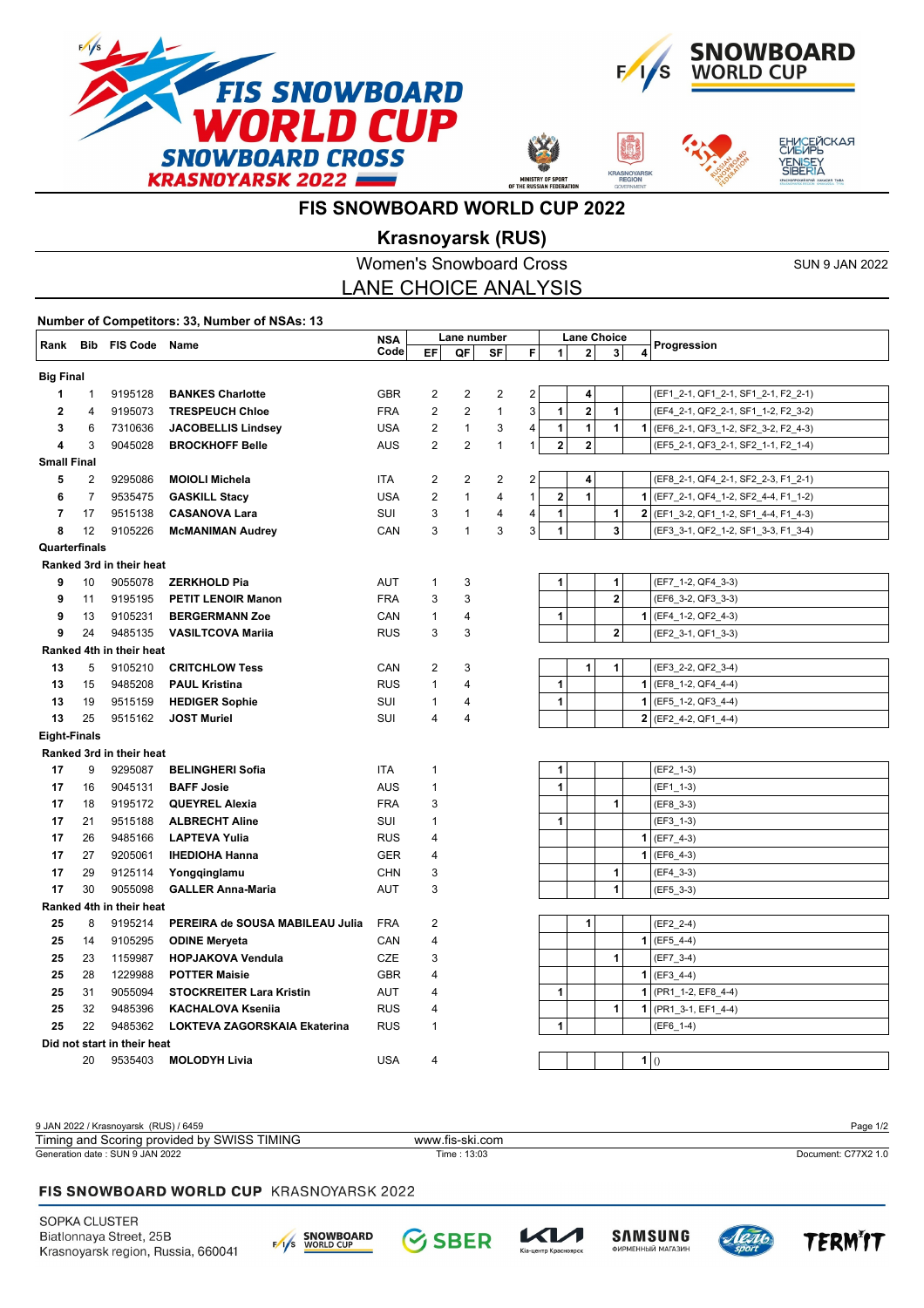# FIS SNOWBOARD WORLD CUP 2022

## Krasnoyarsk (RUS)

### Women's Snowboard Cross

SUN 9 JAN 2022

### LANE CHOICE ANALYSIS

**Number of Competitors: 33, Number of NSAs: 13**

| Rank | Bib | FIS Code | Name | NSA Code | Lane number | | | | Lane Choice | | | | Progression |
|---|---|---|---|---|---|---|---|---|---|---|---|---|---|
| | | | | | EF | QF | SF | F | 1 | 2 | 3 | 4 | |
| **Big Final** | | | | | | | | | | | | | |
| 1 | 1 | 9195128 | **BANKES Charlotte** | GBR | 2 | 2 | 2 | 2 | | 4 | | | (EF1_2-1, QF1_2-1, SF1_2-1, F2_2-1) |
| 2 | 4 | 9195073 | **TRESPEUCH Chloe** | FRA | 2 | 2 | 1 | 3 | 1 | 2 | 1 | | (EF4_2-1, QF2_2-1, SF1_1-2, F2_3-2) |
| 3 | 6 | 7310636 | **JACOBELLIS Lindsey** | USA | 2 | 1 | 3 | 4 | 1 | 1 | 1 | 1 | (EF6_2-1, QF3_1-2, SF2_3-2, F2_4-3) |
| 4 | 3 | 9045028 | **BROCKHOFF Belle** | AUS | 2 | 2 | 1 | 1 | 2 | 2 | | | (EF5_2-1, QF3_2-1, SF2_1-1, F2_1-4) |
| **Small Final** | | | | | | | | | | | | | |
| 5 | 2 | 9295086 | **MOIOLI Michela** | ITA | 2 | 2 | 2 | 2 | | 4 | | | (EF8_2-1, QF4_2-1, SF2_2-3, F1_2-1) |
| 6 | 7 | 9535475 | **GASKILL Stacy** | USA | 2 | 1 | 4 | 1 | 2 | 1 | | 1 | (EF7_2-1, QF4_1-2, SF2_4-4, F1_1-2) |
| 7 | 17 | 9515138 | **CASANOVA Lara** | SUI | 3 | 1 | 4 | 4 | 1 | | 1 | 2 | (EF1_3-2, QF1_1-2, SF1_4-4, F1_4-3) |
| 8 | 12 | 9105226 | **McMANIMAN Audrey** | CAN | 3 | 1 | 3 | 3 | 1 | | 3 | | (EF3_3-1, QF2_1-2, SF1_3-3, F1_3-4) |
| **Quarterfinals** | | | | | | | | | | | | | |
| **Ranked 3rd in their heat** | | | | | | | | | | | | | |
| 9 | 10 | 9055078 | **ZERKHOLD Pia** | AUT | 1 | 3 | | | 1 | | 1 | | (EF7_1-2, QF4_3-3) |
| 9 | 11 | 9195195 | **PETIT LENOIR Manon** | FRA | 3 | 3 | | | | | 2 | | (EF6_3-2, QF3_3-3) |
| 9 | 13 | 9105231 | **BERGERMANN Zoe** | CAN | 1 | 4 | | | 1 | | | 1 | (EF4_1-2, QF2_4-3) |
| 9 | 24 | 9485135 | **VASILTCOVA Mariia** | RUS | 3 | 3 | | | | | 2 | | (EF2_3-1, QF1_3-3) |
| **Ranked 4th in their heat** | | | | | | | | | | | | | |
| 13 | 5 | 9105210 | **CRITCHLOW Tess** | CAN | 2 | 3 | | | | 1 | 1 | | (EF3_2-2, QF2_3-4) |
| 13 | 15 | 9485208 | **PAUL Kristina** | RUS | 1 | 4 | | | 1 | | | 1 | (EF8_1-2, QF4_4-4) |
| 13 | 19 | 9515159 | **HEDIGER Sophie** | SUI | 1 | 4 | | | 1 | | | 1 | (EF5_1-2, QF3_4-4) |
| 13 | 25 | 9515162 | **JOST Muriel** | SUI | 4 | 4 | | | | | | 2 | (EF2_4-2, QF1_4-4) |
| **Eight-Finals** | | | | | | | | | | | | | |
| **Ranked 3rd in their heat** | | | | | | | | | | | | | |
| 17 | 9 | 9295087 | **BELINGHERI Sofia** | ITA | 1 | | | | 1 | | | | (EF2_1-3) |
| 17 | 16 | 9045131 | **BAFF Josie** | AUS | 1 | | | | 1 | | | | (EF1_1-3) |
| 17 | 18 | 9195172 | **QUEYREL Alexia** | FRA | 3 | | | | | | 1 | | (EF8_3-3) |
| 17 | 21 | 9515188 | **ALBRECHT Aline** | SUI | 1 | | | | 1 | | | | (EF3_1-3) |
| 17 | 26 | 9485166 | **LAPTEVA Yulia** | RUS | 4 | | | | | | | 1 | (EF7_4-3) |
| 17 | 27 | 9205061 | **IHEDIOHA Hanna** | GER | 4 | | | | | | | 1 | (EF6_4-3) |
| 17 | 29 | 9125114 | **Yongqinglamu** | CHN | 3 | | | | | | 1 | | (EF4_3-3) |
| 17 | 30 | 9055098 | **GALLER Anna-Maria** | AUT | 3 | | | | | | 1 | | (EF5_3-3) |
| **Ranked 4th in their heat** | | | | | | | | | | | | | |
| 25 | 8 | 9195214 | **PEREIRA de SOUSA MABILEAU Julia** | FRA | 2 | | | | | 1 | | | (EF2_2-4) |
| 25 | 14 | 9105295 | **ODINE Meryeta** | CAN | 4 | | | | | | | 1 | (EF5_4-4) |
| 25 | 23 | 1159987 | **HOPJAKOVA Vendula** | CZE | 3 | | | | | | 1 | | (EF7_3-4) |
| 25 | 28 | 1229988 | **POTTER Maisie** | GBR | 4 | | | | | | | 1 | (EF3_4-4) |
| 25 | 31 | 9055094 | **STOCKREITER Lara Kristin** | AUT | 4 | | | | 1 | | | 1 | (PR1_1-2, EF8_4-4) |
| 25 | 32 | 9485396 | **KACHALOVA Kseniia** | RUS | 4 | | | | | | 1 | 1 | (PR1_3-1, EF1_4-4) |
| 25 | 22 | 9485362 | **LOKTEVA ZAGORSKAIA Ekaterina** | RUS | 1 | | | | 1 | | | | (EF6_1-4) |
| **Did not start in their heat** | | | | | | | | | | | | | |
| | 20 | 9535403 | **MOLODYH Livia** | USA | 4 | | | | | | | 1 | () |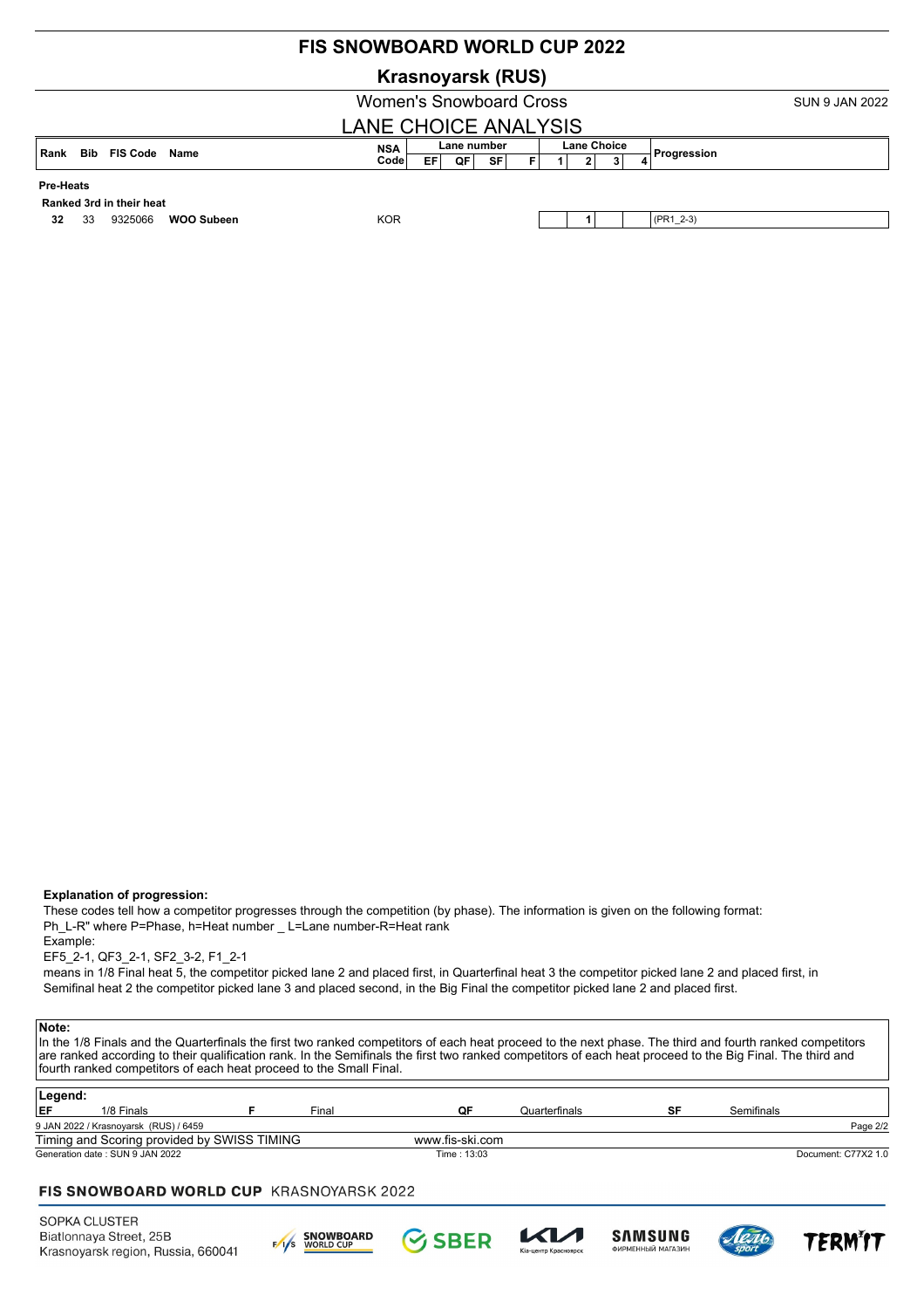# FIS SNOWBOARD WORLD CUP 2022

## Krasnoyarsk (RUS)

### Women's Snowboard Cross

SUN 9 JAN 2022

### LANE CHOICE ANALYSIS

| Rank | Bib | FIS Code | Name | NSA Code | Lane number EF | QF | SF | F | Lane Choice 1 | 2 | 3 | 4 | Progression |
|---|---|---|---|---|---|---|---|---|---|---|---|---|---|
| **Pre-Heats** | | | | | | | | | | | | | |
| **Ranked 3rd in their heat** | | | | | | | | | | | | | |
| 32 | 33 | 9325066 | **WOO Subeen** | KOR | | | | | | 1 | | | (PR1_2-3) |

**Explanation of progression:**

These codes tell how a competitor progresses through the competition (by phase). The information is given on the following format:
Ph_L-R" where P=Phase, h=Heat number _ L=Lane number-R=Heat rank
Example:
EF5_2-1, QF3_2-1, SF2_3-2, F1_2-1
means in 1/8 Final heat 5, the competitor picked lane 2 and placed first, in Quarterfinal heat 3 the competitor picked lane 2 and placed first, in Semifinal heat 2 the competitor picked lane 3 and placed second, in the Big Final the competitor picked lane 2 and placed first.

**Note:**
In the 1/8 Finals and the Quarterfinals the first two ranked competitors of each heat proceed to the next phase. The third and fourth ranked competitors are ranked according to their qualification rank. In the Semifinals the first two ranked competitors of each heat proceed to the Big Final. The third and fourth ranked competitors of each heat proceed to the Small Final.

**Legend:**

| | | | | | | | |
|---|---|---|---|---|---|---|---|
| **EF** | 1/8 Finals | **F** | Final | **QF** | Quarterfinals | **SF** | Semifinals |

9 JAN 2022 / Krasnoyarsk (RUS) / 6459
Timing and Scoring provided by SWISS TIMING
www.fis-ski.com
Generation date : SUN 9 JAN 2022
Time : 13:03
Document: C77X2 1.0

**FIS SNOWBOARD WORLD CUP** KRASNOYARSK 2022

SOPKA CLUSTER
Biatlonnaya Street, 25B
Krasnoyarsk region, Russia, 660041